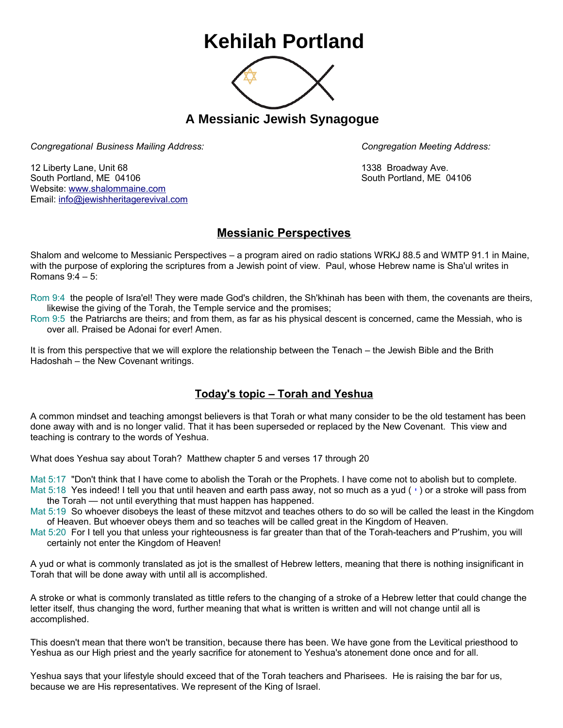# Kehilah Portland

## A Messianic Jewish Synagogue

*Congregational Business Mailing Address:*

12 Liberty Lane, Unit 68
South Portland, ME 04106
Website: www.shalommaine.com
Email: info@jewishheritagerevival.com

*Congregation Meeting Address:*

1338 Broadway Ave.
South Portland, ME 04106

## Messianic Perspectives

Shalom and welcome to Messianic Perspectives – a program aired on radio stations WRKJ 88.5 and WMTP 91.1 in Maine, with the purpose of exploring the scriptures from a Jewish point of view. Paul, whose Hebrew name is Sha'ul writes in Romans 9:4 – 5:

Rom 9:4 the people of Isra'el! They were made God's children, the Sh'khinah has been with them, the covenants are theirs, likewise the giving of the Torah, the Temple service and the promises;
Rom 9:5 the Patriarchs are theirs; and from them, as far as his physical descent is concerned, came the Messiah, who is over all. Praised be Adonai for ever! Amen.

It is from this perspective that we will explore the relationship between the Tenach – the Jewish Bible and the Brith Hadoshah – the New Covenant writings.

## Today's topic – Torah and Yeshua

A common mindset and teaching amongst believers is that Torah or what many consider to be the old testament has been done away with and is no longer valid. That it has been superseded or replaced by the New Covenant. This view and teaching is contrary to the words of Yeshua.

What does Yeshua say about Torah? Matthew chapter 5 and verses 17 through 20

Mat 5:17 "Don't think that I have come to abolish the Torah or the Prophets. I have come not to abolish but to complete.
Mat 5:18 Yes indeed! I tell you that until heaven and earth pass away, not so much as a yud ( י ) or a stroke will pass from the Torah — not until everything that must happen has happened.
Mat 5:19 So whoever disobeys the least of these mitzvot and teaches others to do so will be called the least in the Kingdom of Heaven. But whoever obeys them and so teaches will be called great in the Kingdom of Heaven.
Mat 5:20 For I tell you that unless your righteousness is far greater than that of the Torah-teachers and P'rushim, you will certainly not enter the Kingdom of Heaven!

A yud or what is commonly translated as jot is the smallest of Hebrew letters, meaning that there is nothing insignificant in Torah that will be done away with until all is accomplished.

A stroke or what is commonly translated as tittle refers to the changing of a stroke of a Hebrew letter that could change the letter itself, thus changing the word, further meaning that what is written is written and will not change until all is accomplished.

This doesn't mean that there won't be transition, because there has been. We have gone from the Levitical priesthood to Yeshua as our High priest and the yearly sacrifice for atonement to Yeshua's atonement done once and for all.

Yeshua says that your lifestyle should exceed that of the Torah teachers and Pharisees. He is raising the bar for us, because we are His representatives. We represent of the King of Israel.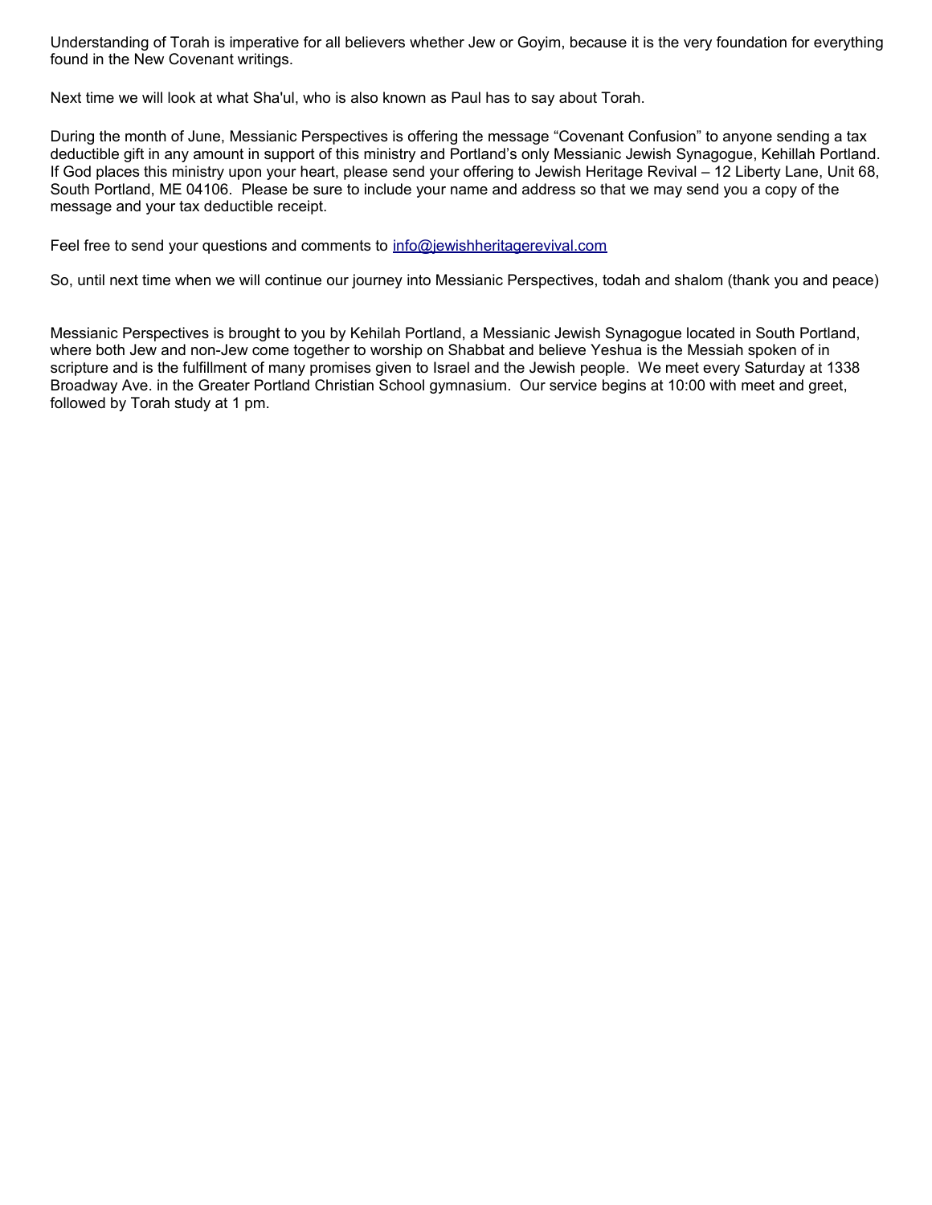Understanding of Torah is imperative for all believers whether Jew or Goyim, because it is the very foundation for everything found in the New Covenant writings.

Next time we will look at what Sha'ul, who is also known as Paul has to say about Torah.

During the month of June, Messianic Perspectives is offering the message "Covenant Confusion" to anyone sending a tax deductible gift in any amount in support of this ministry and Portland's only Messianic Jewish Synagogue, Kehillah Portland. If God places this ministry upon your heart, please send your offering to Jewish Heritage Revival – 12 Liberty Lane, Unit 68, South Portland, ME 04106. Please be sure to include your name and address so that we may send you a copy of the message and your tax deductible receipt.

Feel free to send your questions and comments to info@jewishheritagerevival.com

So, until next time when we will continue our journey into Messianic Perspectives, todah and shalom (thank you and peace)

Messianic Perspectives is brought to you by Kehilah Portland, a Messianic Jewish Synagogue located in South Portland, where both Jew and non-Jew come together to worship on Shabbat and believe Yeshua is the Messiah spoken of in scripture and is the fulfillment of many promises given to Israel and the Jewish people. We meet every Saturday at 1338 Broadway Ave. in the Greater Portland Christian School gymnasium. Our service begins at 10:00 with meet and greet, followed by Torah study at 1 pm.